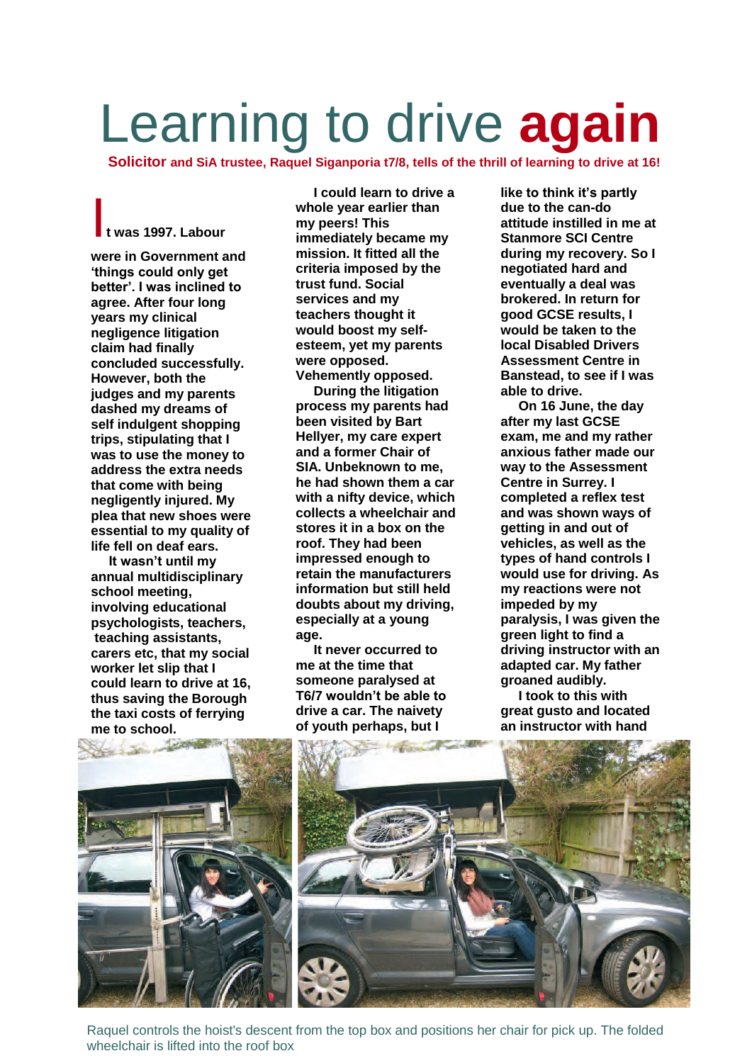# Learning to drive **again**

**Solicitor and SiA trustee, Raquel Siganporia t7/8, tells of the thrill of learning to drive at 16!**

It was 1997. Labour were in Government and 'things could only get better'. I was inclined to agree. After four long years my clinical negligence litigation claim had finally concluded successfully. However, both the judges and my parents dashed my dreams of self indulgent shopping trips, stipulating that I was to use the money to address the extra needs that come with being negligently injured. My plea that new shoes were essential to my quality of life fell on deaf ears.

It wasn't until my annual multidisciplinary school meeting, involving educational psychologists, teachers, teaching assistants, carers etc, that my social worker let slip that I could learn to drive at 16, thus saving the Borough the taxi costs of ferrying me to school.

I could learn to drive a whole year earlier than my peers! This immediately became my mission. It fitted all the criteria imposed by the trust fund. Social services and my teachers thought it would boost my self-esteem, yet my parents were opposed. Vehemently opposed.

During the litigation process my parents had been visited by Bart Hellyer, my care expert and a former Chair of SIA. Unbeknown to me, he had shown them a car with a nifty device, which collects a wheelchair and stores it in a box on the roof. They had been impressed enough to retain the manufacturers information but still held doubts about my driving, especially at a young age.

It never occurred to me at the time that someone paralysed at T6/7 wouldn't be able to drive a car. The naivety of youth perhaps, but I like to think it's partly due to the can-do attitude instilled in me at Stanmore SCI Centre during my recovery. So I negotiated hard and eventually a deal was brokered. In return for good GCSE results, I would be taken to the local Disabled Drivers Assessment Centre in Banstead, to see if I was able to drive.

On 16 June, the day after my last GCSE exam, me and my rather anxious father made our way to the Assessment Centre in Surrey. I completed a reflex test and was shown ways of getting in and out of vehicles, as well as the types of hand controls I would use for driving. As my reactions were not impeded by my paralysis, I was given the green light to find a driving instructor with an adapted car. My father groaned audibly.

I took to this with great gusto and located an instructor with hand

Raquel controls the hoist's descent from the top box and positions her chair for pick up. The folded wheelchair is lifted into the roof box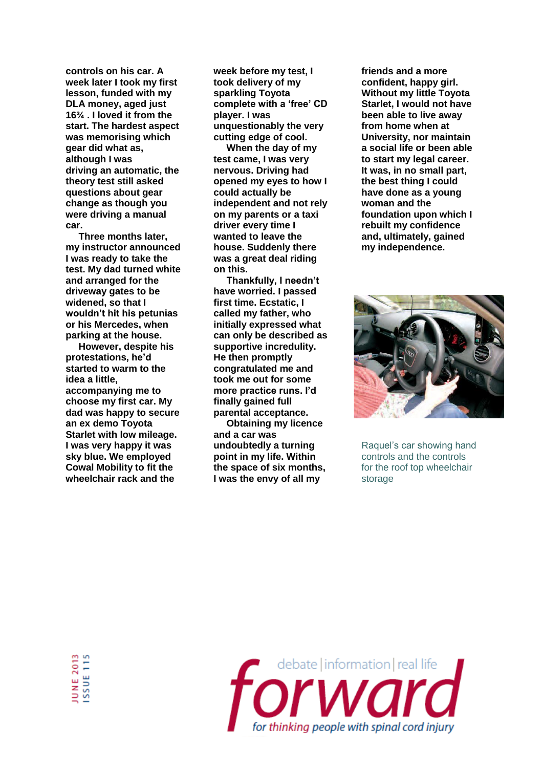controls on his car. A week later I took my first lesson, funded with my DLA money, aged just 16¾ . I loved it from the start. The hardest aspect was memorising which gear did what as, although I was driving an automatic, the theory test still asked questions about gear change as though you were driving a manual car.

Three months later, my instructor announced I was ready to take the test. My dad turned white and arranged for the driveway gates to be widened, so that I wouldn't hit his petunias or his Mercedes, when parking at the house.

However, despite his protestations, he'd started to warm to the idea a little, accompanying me to choose my first car. My dad was happy to secure an ex demo Toyota Starlet with low mileage. I was very happy it was sky blue. We employed Cowal Mobility to fit the wheelchair rack and the week before my test, I took delivery of my sparkling Toyota complete with a 'free' CD player. I was unquestionably the very cutting edge of cool.

When the day of my test came, I was very nervous. Driving had opened my eyes to how I could actually be independent and not rely on my parents or a taxi driver every time I wanted to leave the house. Suddenly there was a great deal riding on this.

Thankfully, I needn't have worried. I passed first time. Ecstatic, I called my father, who initially expressed what can only be described as supportive incredulity. He then promptly congratulated me and took me out for some more practice runs. I'd finally gained full parental acceptance.

Obtaining my licence and a car was undoubtedly a turning point in my life. Within the space of six months, I was the envy of all my friends and a more confident, happy girl. Without my little Toyota Starlet, I would not have been able to live away from home when at University, nor maintain a social life or been able to start my legal career. It was, in no small part, the best thing I could have done as a young woman and the foundation upon which I rebuilt my confidence and, ultimately, gained my independence.

Raquel's car showing hand controls and the controls for the roof top wheelchair storage